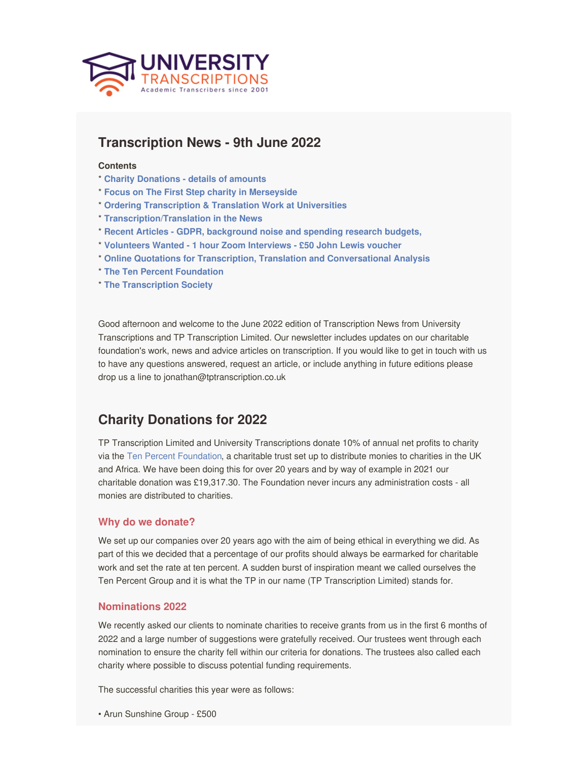UNIVERSITY TRANSCRIPTIONS
Academic Transcribers since 2001

# Transcription News - 9th June 2022

**Contents**

* **Charity Donations - details of amounts**
* **Focus on The First Step charity in Merseyside**
* **Ordering Transcription & Translation Work at Universities**
* **Transcription/Translation in the News**
* **Recent Articles - GDPR, background noise and spending research budgets,**
* **Volunteers Wanted - 1 hour Zoom Interviews - £50 John Lewis voucher**
* **Online Quotations for Transcription, Translation and Conversational Analysis**
* **The Ten Percent Foundation**
* **The Transcription Society**

Good afternoon and welcome to the June 2022 edition of Transcription News from University Transcriptions and TP Transcription Limited. Our newsletter includes updates on our charitable foundation's work, news and advice articles on transcription. If you would like to get in touch with us to have any questions answered, request an article, or include anything in future editions please drop us a line to jonathan@tptranscription.co.uk

## Charity Donations for 2022

TP Transcription Limited and University Transcriptions donate 10% of annual net profits to charity via the Ten Percent Foundation, a charitable trust set up to distribute monies to charities in the UK and Africa. We have been doing this for over 20 years and by way of example in 2021 our charitable donation was £19,317.30. The Foundation never incurs any administration costs - all monies are distributed to charities.

### Why do we donate?

We set up our companies over 20 years ago with the aim of being ethical in everything we did. As part of this we decided that a percentage of our profits should always be earmarked for charitable work and set the rate at ten percent. A sudden burst of inspiration meant we called ourselves the Ten Percent Group and it is what the TP in our name (TP Transcription Limited) stands for.

### Nominations 2022

We recently asked our clients to nominate charities to receive grants from us in the first 6 months of 2022 and a large number of suggestions were gratefully received. Our trustees went through each nomination to ensure the charity fell within our criteria for donations. The trustees also called each charity where possible to discuss potential funding requirements.

The successful charities this year were as follows:

• Arun Sunshine Group - £500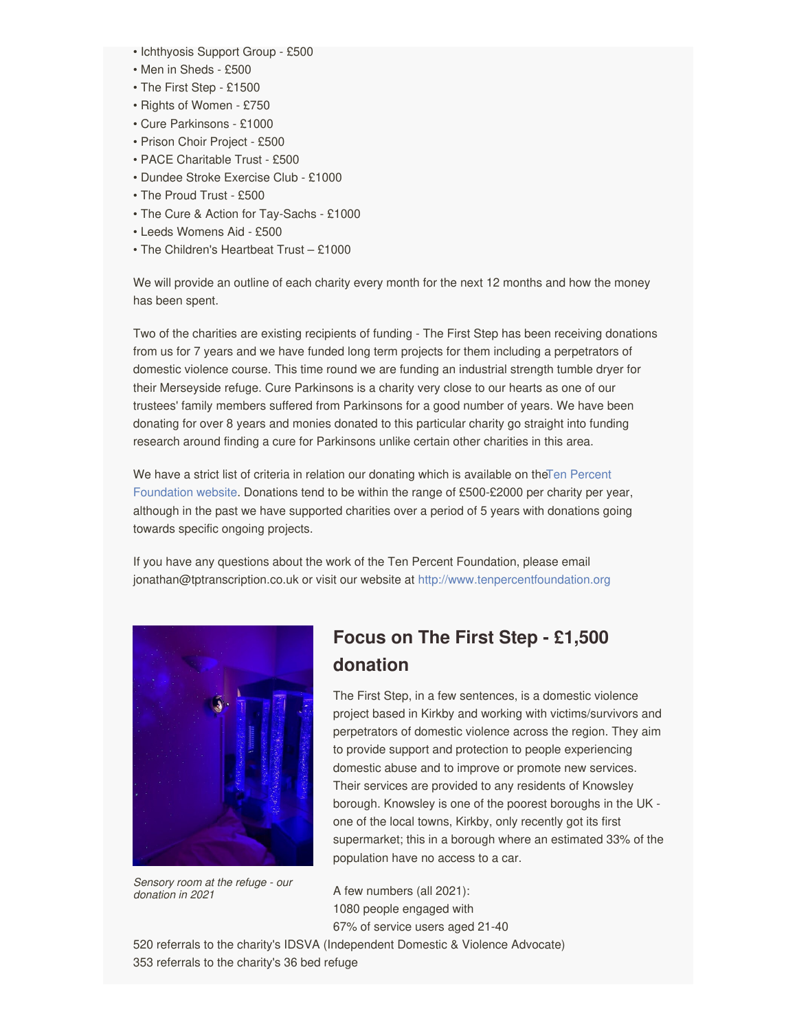- Ichthyosis Support Group - £500
- Men in Sheds - £500
- The First Step - £1500
- Rights of Women - £750
- Cure Parkinsons - £1000
- Prison Choir Project - £500
- PACE Charitable Trust - £500
- Dundee Stroke Exercise Club - £1000
- The Proud Trust - £500
- The Cure & Action for Tay-Sachs - £1000
- Leeds Womens Aid - £500
- The Children's Heartbeat Trust – £1000

We will provide an outline of each charity every month for the next 12 months and how the money has been spent.

Two of the charities are existing recipients of funding - The First Step has been receiving donations from us for 7 years and we have funded long term projects for them including a perpetrators of domestic violence course. This time round we are funding an industrial strength tumble dryer for their Merseyside refuge. Cure Parkinsons is a charity very close to our hearts as one of our trustees' family members suffered from Parkinsons for a good number of years. We have been donating for over 8 years and monies donated to this particular charity go straight into funding research around finding a cure for Parkinsons unlike certain other charities in this area.

We have a strict list of criteria in relation our donating which is available on the Ten Percent Foundation website. Donations tend to be within the range of £500-£2000 per charity per year, although in the past we have supported charities over a period of 5 years with donations going towards specific ongoing projects.

If you have any questions about the work of the Ten Percent Foundation, please email jonathan@tptranscription.co.uk or visit our website at http://www.tenpercentfoundation.org

*Sensory room at the refuge - our donation in 2021*

## Focus on The First Step - £1,500 donation

The First Step, in a few sentences, is a domestic violence project based in Kirkby and working with victims/survivors and perpetrators of domestic violence across the region. They aim to provide support and protection to people experiencing domestic abuse and to improve or promote new services. Their services are provided to any residents of Knowsley borough. Knowsley is one of the poorest boroughs in the UK - one of the local towns, Kirkby, only recently got its first supermarket; this in a borough where an estimated 33% of the population have no access to a car.

A few numbers (all 2021):
1080 people engaged with
67% of service users aged 21-40
520 referrals to the charity's IDSVA (Independent Domestic & Violence Advocate)
353 referrals to the charity's 36 bed refuge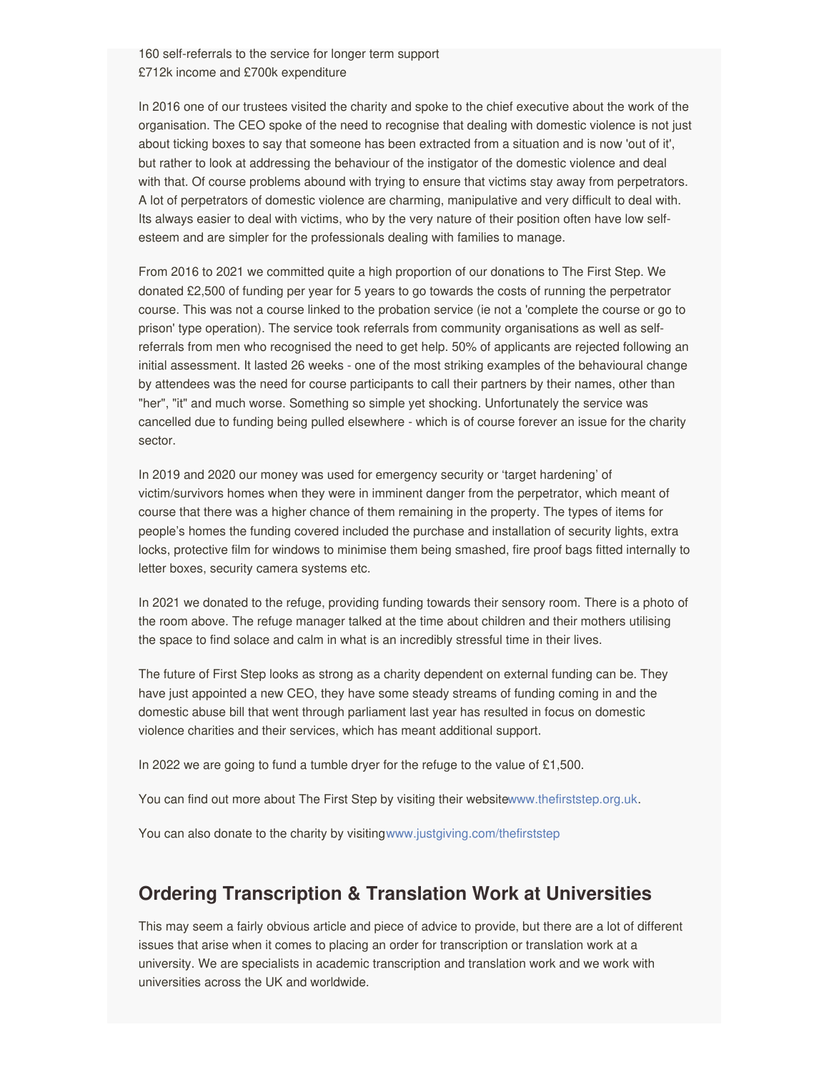160 self-referrals to the service for longer term support
£712k income and £700k expenditure

In 2016 one of our trustees visited the charity and spoke to the chief executive about the work of the organisation. The CEO spoke of the need to recognise that dealing with domestic violence is not just about ticking boxes to say that someone has been extracted from a situation and is now 'out of it', but rather to look at addressing the behaviour of the instigator of the domestic violence and deal with that. Of course problems abound with trying to ensure that victims stay away from perpetrators. A lot of perpetrators of domestic violence are charming, manipulative and very difficult to deal with. Its always easier to deal with victims, who by the very nature of their position often have low self-esteem and are simpler for the professionals dealing with families to manage.

From 2016 to 2021 we committed quite a high proportion of our donations to The First Step. We donated £2,500 of funding per year for 5 years to go towards the costs of running the perpetrator course. This was not a course linked to the probation service (ie not a 'complete the course or go to prison' type operation). The service took referrals from community organisations as well as self-referrals from men who recognised the need to get help. 50% of applicants are rejected following an initial assessment. It lasted 26 weeks - one of the most striking examples of the behavioural change by attendees was the need for course participants to call their partners by their names, other than "her", "it" and much worse. Something so simple yet shocking. Unfortunately the service was cancelled due to funding being pulled elsewhere - which is of course forever an issue for the charity sector.

In 2019 and 2020 our money was used for emergency security or 'target hardening' of victim/survivors homes when they were in imminent danger from the perpetrator, which meant of course that there was a higher chance of them remaining in the property. The types of items for people's homes the funding covered included the purchase and installation of security lights, extra locks, protective film for windows to minimise them being smashed, fire proof bags fitted internally to letter boxes, security camera systems etc.

In 2021 we donated to the refuge, providing funding towards their sensory room. There is a photo of the room above. The refuge manager talked at the time about children and their mothers utilising the space to find solace and calm in what is an incredibly stressful time in their lives.

The future of First Step looks as strong as a charity dependent on external funding can be. They have just appointed a new CEO, they have some steady streams of funding coming in and the domestic abuse bill that went through parliament last year has resulted in focus on domestic violence charities and their services, which has meant additional support.

In 2022 we are going to fund a tumble dryer for the refuge to the value of £1,500.

You can find out more about The First Step by visiting their websitewww.thefirststep.org.uk.

You can also donate to the charity by visitingwww.justgiving.com/thefirststep

## Ordering Transcription & Translation Work at Universities

This may seem a fairly obvious article and piece of advice to provide, but there are a lot of different issues that arise when it comes to placing an order for transcription or translation work at a university. We are specialists in academic transcription and translation work and we work with universities across the UK and worldwide.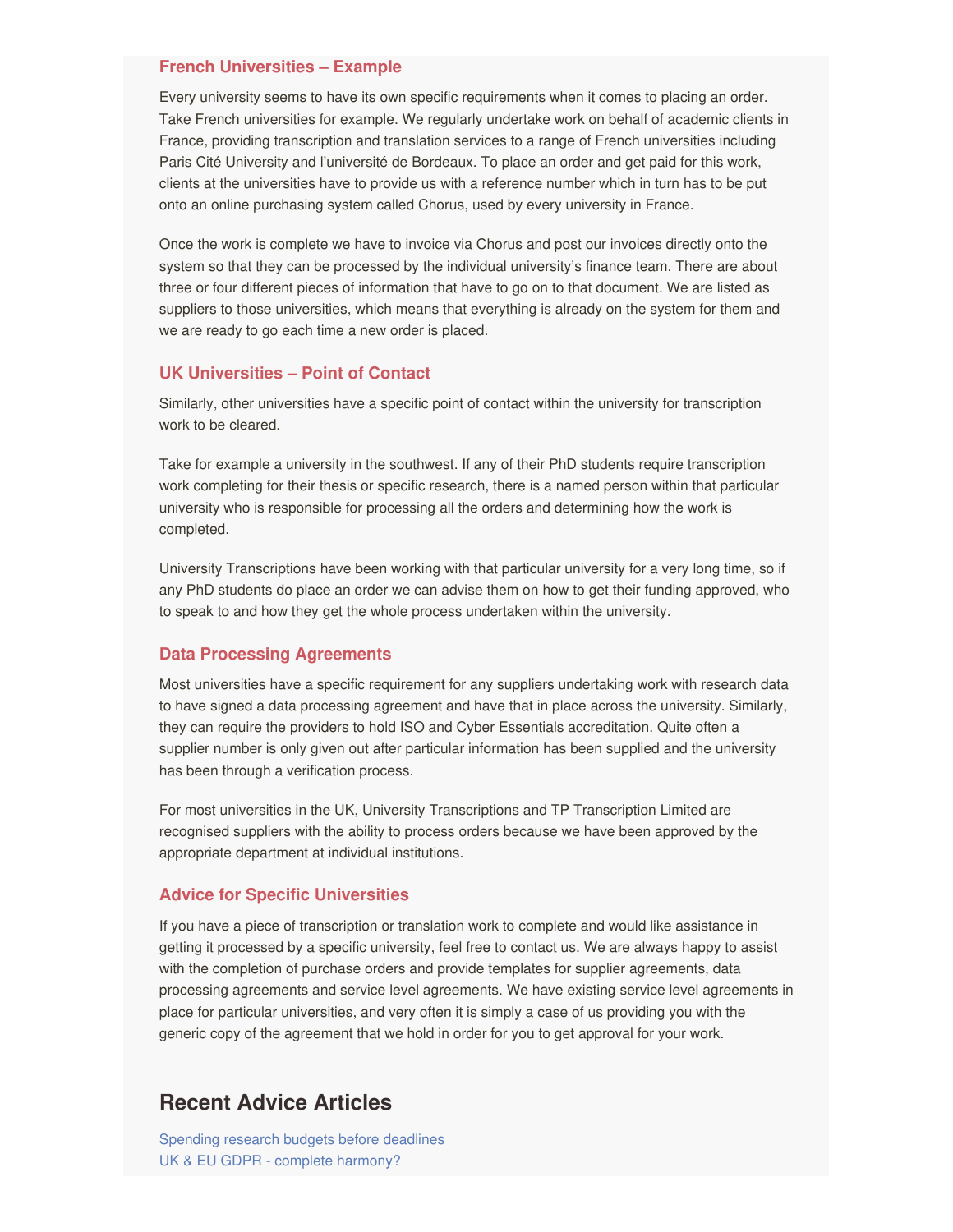### French Universities – Example

Every university seems to have its own specific requirements when it comes to placing an order. Take French universities for example. We regularly undertake work on behalf of academic clients in France, providing transcription and translation services to a range of French universities including Paris Cité University and l'université de Bordeaux. To place an order and get paid for this work, clients at the universities have to provide us with a reference number which in turn has to be put onto an online purchasing system called Chorus, used by every university in France.

Once the work is complete we have to invoice via Chorus and post our invoices directly onto the system so that they can be processed by the individual university's finance team. There are about three or four different pieces of information that have to go on to that document. We are listed as suppliers to those universities, which means that everything is already on the system for them and we are ready to go each time a new order is placed.

### UK Universities – Point of Contact

Similarly, other universities have a specific point of contact within the university for transcription work to be cleared.

Take for example a university in the southwest. If any of their PhD students require transcription work completing for their thesis or specific research, there is a named person within that particular university who is responsible for processing all the orders and determining how the work is completed.

University Transcriptions have been working with that particular university for a very long time, so if any PhD students do place an order we can advise them on how to get their funding approved, who to speak to and how they get the whole process undertaken within the university.

### Data Processing Agreements

Most universities have a specific requirement for any suppliers undertaking work with research data to have signed a data processing agreement and have that in place across the university. Similarly, they can require the providers to hold ISO and Cyber Essentials accreditation. Quite often a supplier number is only given out after particular information has been supplied and the university has been through a verification process.

For most universities in the UK, University Transcriptions and TP Transcription Limited are recognised suppliers with the ability to process orders because we have been approved by the appropriate department at individual institutions.

### Advice for Specific Universities

If you have a piece of transcription or translation work to complete and would like assistance in getting it processed by a specific university, feel free to contact us. We are always happy to assist with the completion of purchase orders and provide templates for supplier agreements, data processing agreements and service level agreements. We have existing service level agreements in place for particular universities, and very often it is simply a case of us providing you with the generic copy of the agreement that we hold in order for you to get approval for your work.

## Recent Advice Articles

Spending research budgets before deadlines
UK & EU GDPR - complete harmony?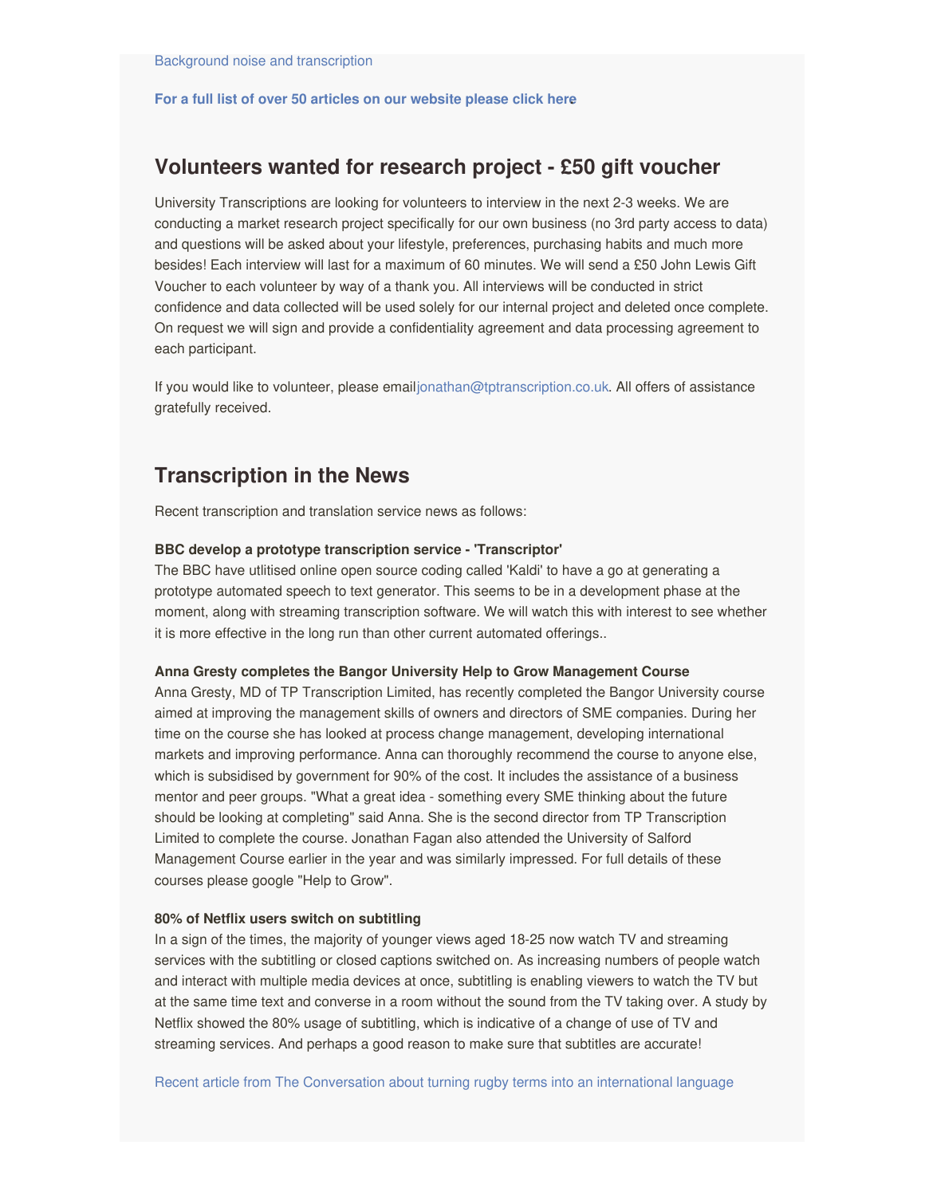Background noise and transcription

**For a full list of over 50 articles on our website please click here**

## Volunteers wanted for research project - £50 gift voucher

University Transcriptions are looking for volunteers to interview in the next 2-3 weeks. We are conducting a market research project specifically for our own business (no 3rd party access to data) and questions will be asked about your lifestyle, preferences, purchasing habits and much more besides! Each interview will last for a maximum of 60 minutes. We will send a £50 John Lewis Gift Voucher to each volunteer by way of a thank you. All interviews will be conducted in strict confidence and data collected will be used solely for our internal project and deleted once complete. On request we will sign and provide a confidentiality agreement and data processing agreement to each participant.

If you would like to volunteer, please emailjonathan@tptranscription.co.uk. All offers of assistance gratefully received.

## Transcription in the News

Recent transcription and translation service news as follows:

**BBC develop a prototype transcription service - 'Transcriptor'**
The BBC have utlitised online open source coding called 'Kaldi' to have a go at generating a prototype automated speech to text generator. This seems to be in a development phase at the moment, along with streaming transcription software. We will watch this with interest to see whether it is more effective in the long run than other current automated offerings..

**Anna Gresty completes the Bangor University Help to Grow Management Course**
Anna Gresty, MD of TP Transcription Limited, has recently completed the Bangor University course aimed at improving the management skills of owners and directors of SME companies. During her time on the course she has looked at process change management, developing international markets and improving performance. Anna can thoroughly recommend the course to anyone else, which is subsidised by government for 90% of the cost. It includes the assistance of a business mentor and peer groups. "What a great idea - something every SME thinking about the future should be looking at completing" said Anna. She is the second director from TP Transcription Limited to complete the course. Jonathan Fagan also attended the University of Salford Management Course earlier in the year and was similarly impressed. For full details of these courses please google "Help to Grow".

**80% of Netflix users switch on subtitling**
In a sign of the times, the majority of younger views aged 18-25 now watch TV and streaming services with the subtitling or closed captions switched on. As increasing numbers of people watch and interact with multiple media devices at once, subtitling is enabling viewers to watch the TV but at the same time text and converse in a room without the sound from the TV taking over. A study by Netflix showed the 80% usage of subtitling, which is indicative of a change of use of TV and streaming services. And perhaps a good reason to make sure that subtitles are accurate!

Recent article from The Conversation about turning rugby terms into an international language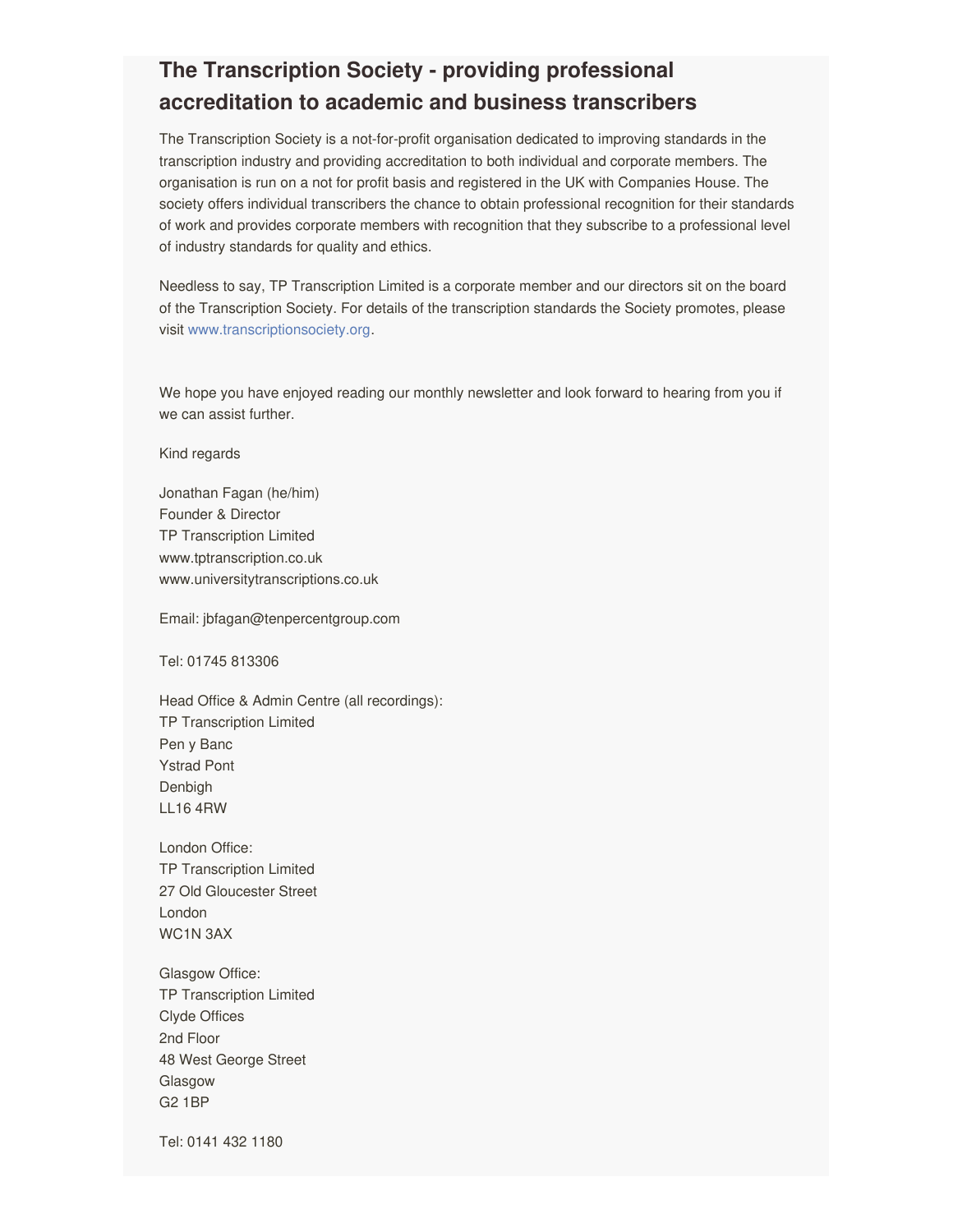## The Transcription Society - providing professional accreditation to academic and business transcribers

The Transcription Society is a not-for-profit organisation dedicated to improving standards in the transcription industry and providing accreditation to both individual and corporate members. The organisation is run on a not for profit basis and registered in the UK with Companies House. The society offers individual transcribers the chance to obtain professional recognition for their standards of work and provides corporate members with recognition that they subscribe to a professional level of industry standards for quality and ethics.

Needless to say, TP Transcription Limited is a corporate member and our directors sit on the board of the Transcription Society. For details of the transcription standards the Society promotes, please visit www.transcriptionsociety.org.

We hope you have enjoyed reading our monthly newsletter and look forward to hearing from you if we can assist further.

Kind regards

Jonathan Fagan (he/him)
Founder & Director
TP Transcription Limited
www.tptranscription.co.uk
www.universitytranscriptions.co.uk

Email: jbfagan@tenpercentgroup.com

Tel: 01745 813306

Head Office & Admin Centre (all recordings):
TP Transcription Limited
Pen y Banc
Ystrad Pont
Denbigh
LL16 4RW

London Office:
TP Transcription Limited
27 Old Gloucester Street
London
WC1N 3AX

Glasgow Office:
TP Transcription Limited
Clyde Offices
2nd Floor
48 West George Street
Glasgow
G2 1BP

Tel: 0141 432 1180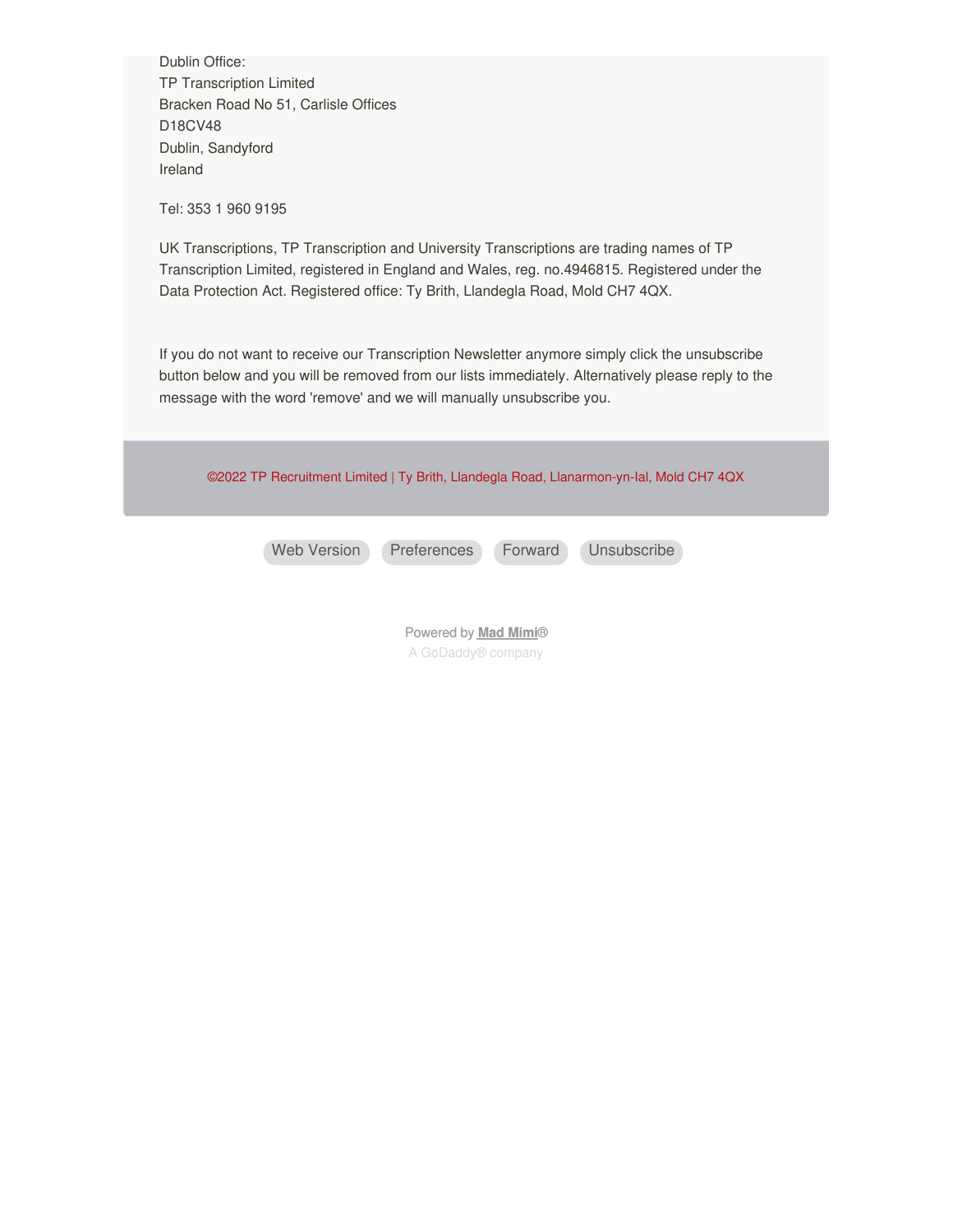Dublin Office:
TP Transcription Limited
Bracken Road No 51, Carlisle Offices
D18CV48
Dublin, Sandyford
Ireland

Tel: 353 1 960 9195

UK Transcriptions, TP Transcription and University Transcriptions are trading names of TP Transcription Limited, registered in England and Wales, reg. no.4946815. Registered under the Data Protection Act. Registered office: Ty Brith, Llandegla Road, Mold CH7 4QX.

If you do not want to receive our Transcription Newsletter anymore simply click the unsubscribe button below and you will be removed from our lists immediately. Alternatively please reply to the message with the word 'remove' and we will manually unsubscribe you.

©2022 TP Recruitment Limited | Ty Brith, Llandegla Road, Llanarmon-yn-Ial, Mold CH7 4QX

Web Version Preferences Forward Unsubscribe

Powered by **Mad Mimi**®
A GoDaddy® company